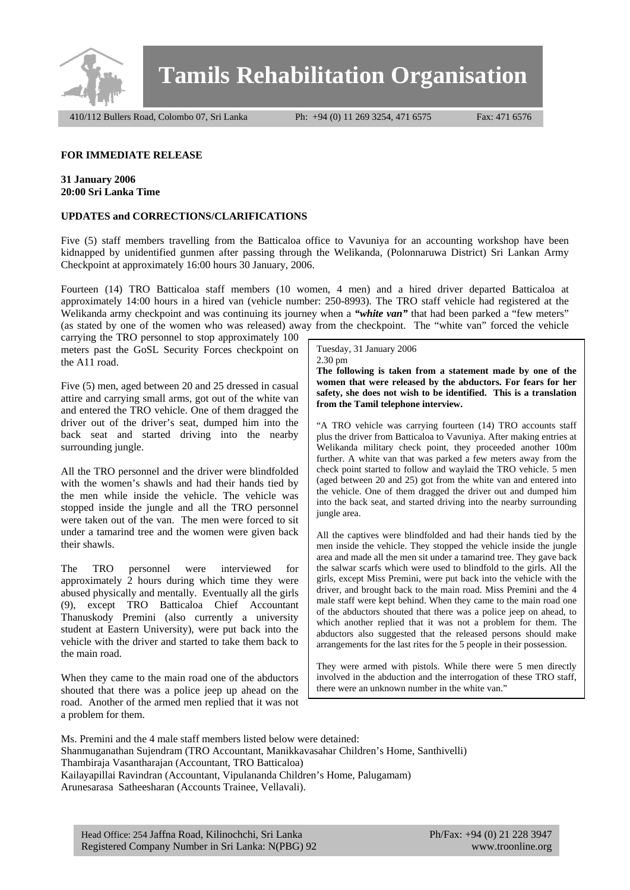# Tamils Rehabilitation Organisation

410/112 Bullers Road, Colombo 07, Sri Lanka    Ph: +94 (0) 11 269 3254, 471 6575    Fax: 471 6576

**FOR IMMEDIATE RELEASE**

**31 January 2006**
**20:00 Sri Lanka Time**

**UPDATES and CORRECTIONS/CLARIFICATIONS**

Five (5) staff members travelling from the Batticaloa office to Vavuniya for an accounting workshop have been kidnapped by unidentified gunmen after passing through the Welikanda, (Polonnaruwa District) Sri Lankan Army Checkpoint at approximately 16:00 hours 30 January, 2006.

Fourteen (14) TRO Batticaloa staff members (10 women, 4 men) and a hired driver departed Batticaloa at approximately 14:00 hours in a hired van (vehicle number: 250-8993). The TRO staff vehicle had registered at the Welikanda army checkpoint and was continuing its journey when a ***"white van"*** that had been parked a "few meters" (as stated by one of the women who was released) away from the checkpoint. The "white van" forced the vehicle carrying the TRO personnel to stop approximately 100 meters past the GoSL Security Forces checkpoint on the A11 road.

Five (5) men, aged between 20 and 25 dressed in casual attire and carrying small arms, got out of the white van and entered the TRO vehicle. One of them dragged the driver out of the driver's seat, dumped him into the back seat and started driving into the nearby surrounding jungle.

All the TRO personnel and the driver were blindfolded with the women's shawls and had their hands tied by the men while inside the vehicle. The vehicle was stopped inside the jungle and all the TRO personnel were taken out of the van. The men were forced to sit under a tamarind tree and the women were given back their shawls.

The TRO personnel were interviewed for approximately 2 hours during which time they were abused physically and mentally. Eventually all the girls (9), except TRO Batticaloa Chief Accountant Thanuskody Premini (also currently a university student at Eastern University), were put back into the vehicle with the driver and started to take them back to the main road.

When they came to the main road one of the abductors shouted that there was a police jeep up ahead on the road. Another of the armed men replied that it was not a problem for them.

> Tuesday, 31 January 2006
> 2.30 pm
>
> **The following is taken from a statement made by one of the women that were released by the abductors. For fears for her safety, she does not wish to be identified. This is a translation from the Tamil telephone interview.**
>
> "A TRO vehicle was carrying fourteen (14) TRO accounts staff plus the driver from Batticaloa to Vavuniya. After making entries at Welikanda military check point, they proceeded another 100m further. A white van that was parked a few meters away from the check point started to follow and waylaid the TRO vehicle. 5 men (aged between 20 and 25) got from the white van and entered into the vehicle. One of them dragged the driver out and dumped him into the back seat, and started driving into the nearby surrounding jungle area.
>
> All the captives were blindfolded and had their hands tied by the men inside the vehicle. They stopped the vehicle inside the jungle area and made all the men sit under a tamarind tree. They gave back the salwar scarfs which were used to blindfold to the girls. All the girls, except Miss Premini, were put back into the vehicle with the driver, and brought back to the main road. Miss Premini and the 4 male staff were kept behind. When they came to the main road one of the abductors shouted that there was a police jeep on ahead, to which another replied that it was not a problem for them. The abductors also suggested that the released persons should make arrangements for the last rites for the 5 people in their possession.
>
> They were armed with pistols. While there were 5 men directly involved in the abduction and the interrogation of these TRO staff, there were an unknown number in the white van."

Ms. Premini and the 4 male staff members listed below were detained:
Shanmuganathan Sujendram (TRO Accountant, Manikkavasahar Children's Home, Santhivelli)
Thambiraja Vasantharajan (Accountant, TRO Batticaloa)
Kailayapillai Ravindran (Accountant, Vipulananda Children's Home, Palugamam)
Arunesarasa Satheesharan (Accounts Trainee, Vellavali).

Head Office: 254 Jaffna Road, Kilinochchi, Sri Lanka    Ph/Fax: +94 (0) 21 228 3947
Registered Company Number in Sri Lanka: N(PBG) 92    www.troonline.org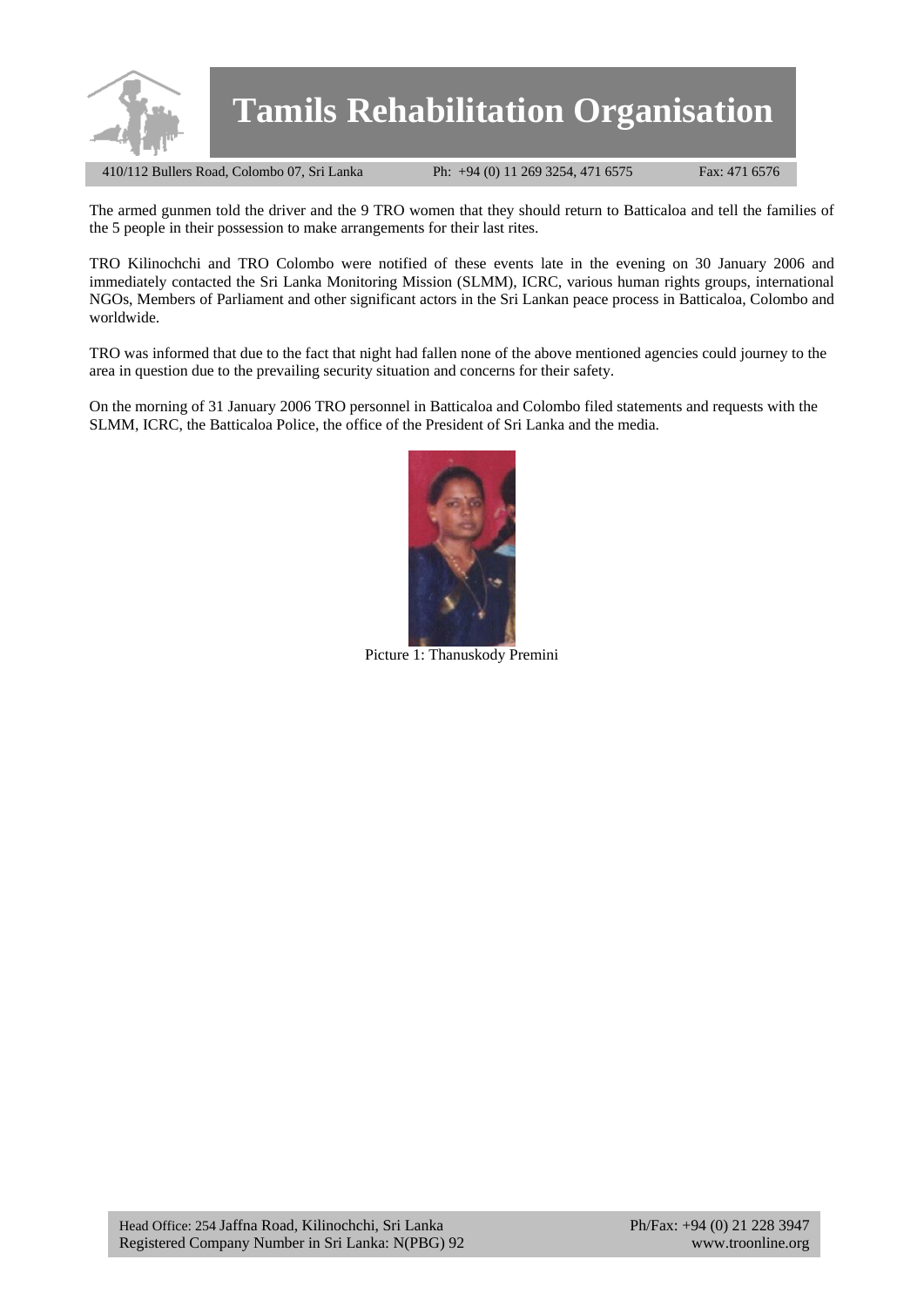The armed gunmen told the driver and the 9 TRO women that they should return to Batticaloa and tell the families of the 5 people in their possession to make arrangements for their last rites.

TRO Kilinochchi and TRO Colombo were notified of these events late in the evening on 30 January 2006 and immediately contacted the Sri Lanka Monitoring Mission (SLMM), ICRC, various human rights groups, international NGOs, Members of Parliament and other significant actors in the Sri Lankan peace process in Batticaloa, Colombo and worldwide.

TRO was informed that due to the fact that night had fallen none of the above mentioned agencies could journey to the area in question due to the prevailing security situation and concerns for their safety.

On the morning of 31 January 2006 TRO personnel in Batticaloa and Colombo filed statements and requests with the SLMM, ICRC, the Batticaloa Police, the office of the President of Sri Lanka and the media.

Picture 1: Thanuskody Premini